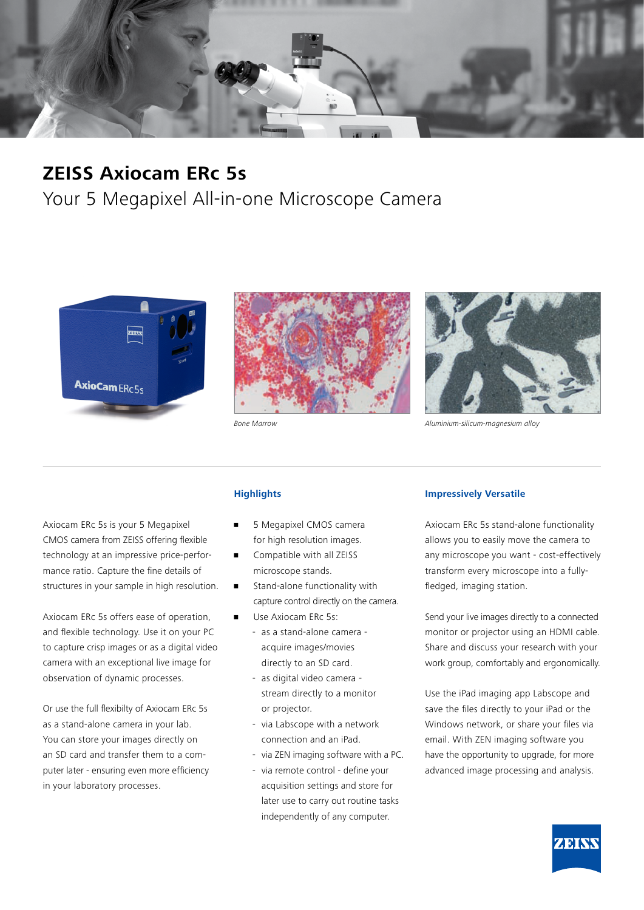# ZEISS Axiocam ERc 5s

## Your 5 Megapixel All-in-one Microscope Camera

*Bone Marrow*

*Aluminium-silicum-magnesium alloy*

Axiocam ERc 5s is your 5 Megapixel CMOS camera from ZEISS offering flexible technology at an impressive price-performance ratio. Capture the fine details of structures in your sample in high resolution.

Axiocam ERc 5s offers ease of operation, and flexible technology. Use it on your PC to capture crisp images or as a digital video camera with an exceptional live image for observation of dynamic processes.

Or use the full flexibilty of Axiocam ERc 5s as a stand-alone camera in your lab. You can store your images directly on an SD card and transfer them to a computer later - ensuring even more efficiency in your laboratory processes.

### Highlights

- 5 Megapixel CMOS camera for high resolution images.
- Compatible with all ZEISS microscope stands.
- Stand-alone functionality with capture control directly on the camera.
- Use Axiocam ERc 5s:
  - as a stand-alone camera - acquire images/movies directly to an SD card.
  - as digital video camera - stream directly to a monitor or projector.
  - via Labscope with a network connection and an iPad.
  - via ZEN imaging software with a PC.
  - via remote control - define your acquisition settings and store for later use to carry out routine tasks independently of any computer.

### Impressively Versatile

Axiocam ERc 5s stand-alone functionality allows you to easily move the camera to any microscope you want - cost-effectively transform every microscope into a fully-fledged, imaging station.

Send your live images directly to a connected monitor or projector using an HDMI cable. Share and discuss your research with your work group, comfortably and ergonomically.

Use the iPad imaging app Labscope and save the files directly to your iPad or the Windows network, or share your files via email. With ZEN imaging software you have the opportunity to upgrade, for more advanced image processing and analysis.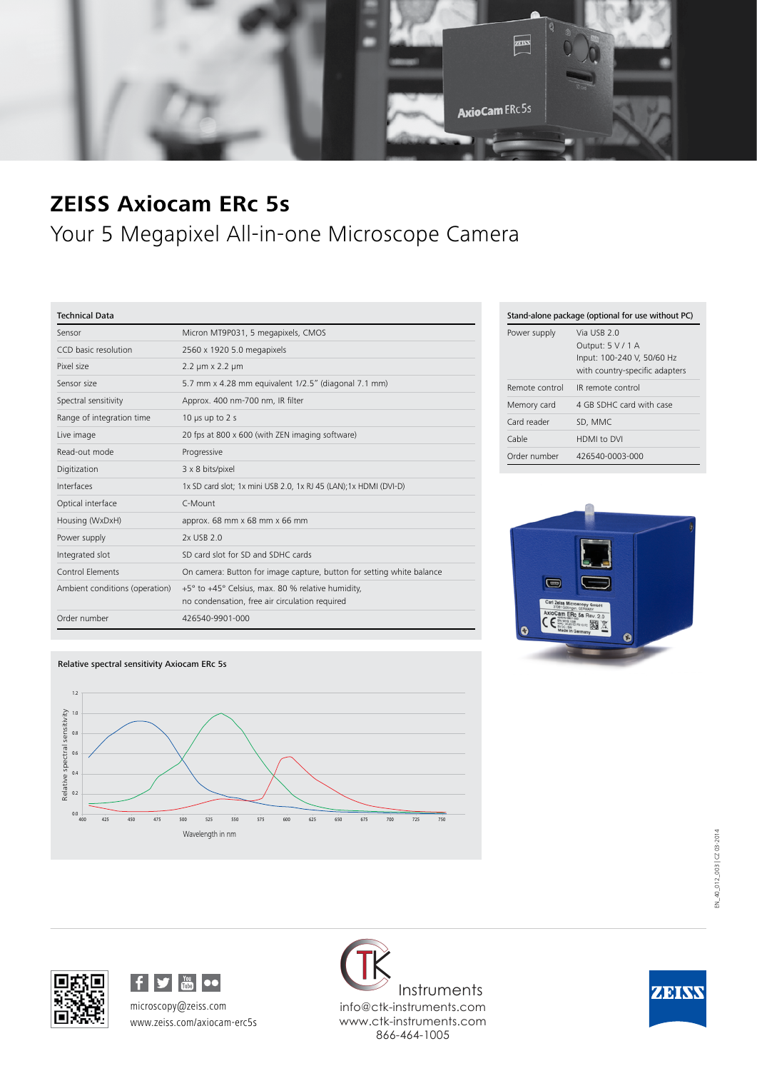# ZEISS Axiocam ERc 5s

Your 5 Megapixel All-in-one Microscope Camera

| Technical Data | |
|---|---|
| Sensor | Micron MT9P031, 5 megapixels, CMOS |
| CCD basic resolution | 2560 x 1920 5.0 megapixels |
| Pixel size | 2.2 µm x 2.2 µm |
| Sensor size | 5.7 mm x 4.28 mm equivalent 1/2.5" (diagonal 7.1 mm) |
| Spectral sensitivity | Approx. 400 nm-700 nm, IR filter |
| Range of integration time | 10 µs up to 2 s |
| Live image | 20 fps at 800 x 600 (with ZEN imaging software) |
| Read-out mode | Progressive |
| Digitization | 3 x 8 bits/pixel |
| Interfaces | 1x SD card slot; 1x mini USB 2.0, 1x RJ 45 (LAN);1x HDMI (DVI-D) |
| Optical interface | C-Mount |
| Housing (WxDxH) | approx. 68 mm x 68 mm x 66 mm |
| Power supply | 2x USB 2.0 |
| Integrated slot | SD card slot for SD and SDHC cards |
| Control Elements | On camera: Button for image capture, button for setting white balance |
| Ambient conditions (operation) | +5° to +45° Celsius, max. 80 % relative humidity, no condensation, free air circulation required |
| Order number | 426540-9901-000 |

| Stand-alone package (optional for use without PC) | |
|---|---|
| Power supply | Via USB 2.0<br>Output: 5 V / 1 A<br>Input: 100-240 V, 50/60 Hz<br>with country-specific adapters |
| Remote control | IR remote control |
| Memory card | 4 GB SDHC card with case |
| Card reader | SD, MMC |
| Cable | HDMI to DVI |
| Order number | 426540-0003-000 |

Relative spectral sensitivity Axiocam ERc 5s

Relative spectral sensitivity

1.2
1.0
0.8
0.6
0.4
0.2
0.0

400 425 450 475 500 525 550 575 600 625 650 675 700 725 750

Wavelength in nm

EN_40_012_003 | CZ 03-2014

microscopy@zeiss.com
www.zeiss.com/axiocam-erc5s

Instruments
info@ctk-instruments.com
www.ctk-instruments.com
866-464-1005